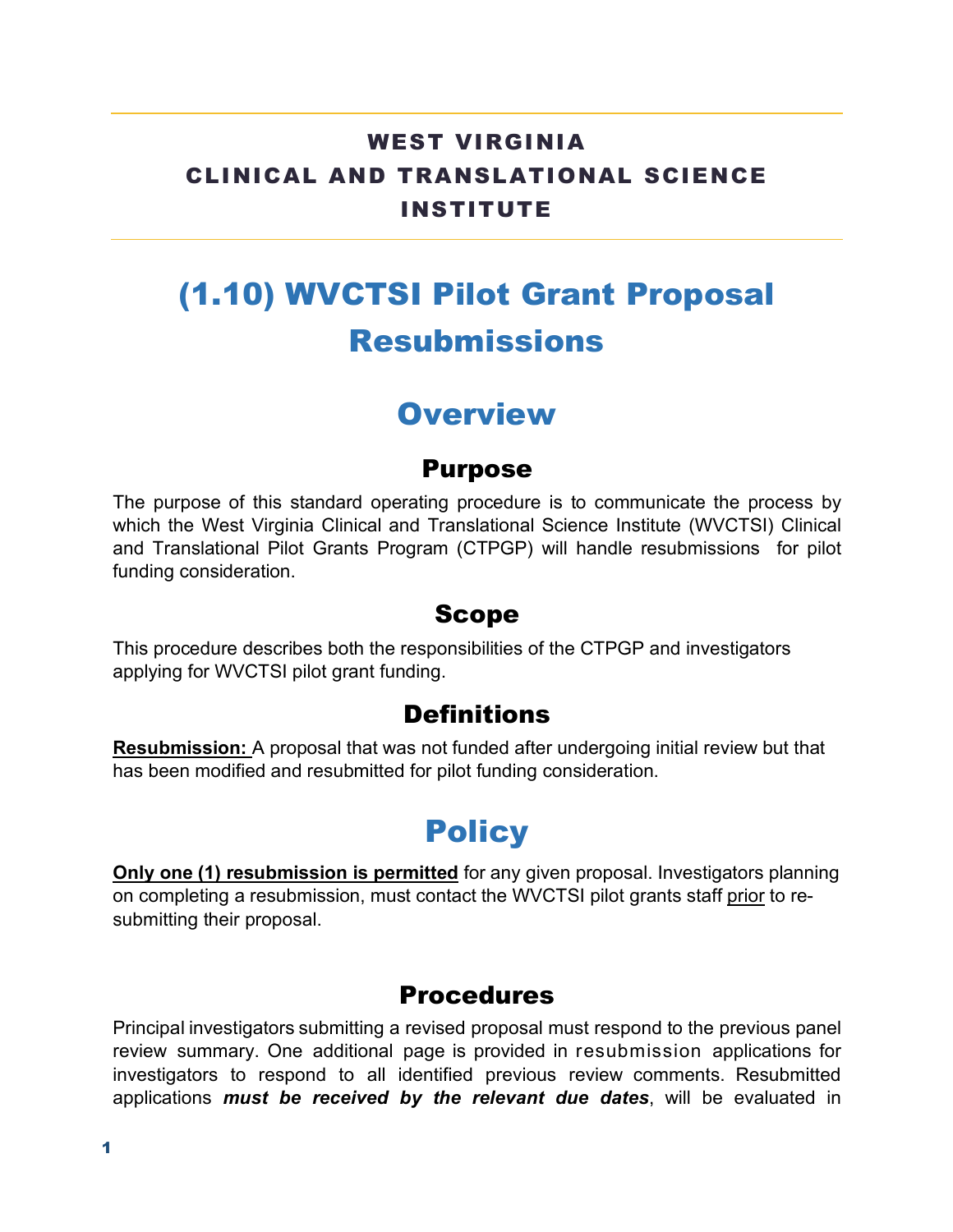**WEST VIRGINIA**
**CLINICAL AND TRANSLATIONAL SCIENCE INSTITUTE**

# (1.10) WVCTSI Pilot Grant Proposal Resubmissions

## Overview

### Purpose

The purpose of this standard operating procedure is to communicate the process by which the West Virginia Clinical and Translational Science Institute (WVCTSI) Clinical and Translational Pilot Grants Program (CTPGP) will handle resubmissions for pilot funding consideration.

### Scope

This procedure describes both the responsibilities of the CTPGP and investigators applying for WVCTSI pilot grant funding.

### Definitions

**Resubmission:** A proposal that was not funded after undergoing initial review but that has been modified and resubmitted for pilot funding consideration.

## Policy

**Only one (1) resubmission is permitted** for any given proposal. Investigators planning on completing a resubmission, must contact the WVCTSI pilot grants staff prior to re-submitting their proposal.

### Procedures

Principal investigators submitting a revised proposal must respond to the previous panel review summary. One additional page is provided in resubmission applications for investigators to respond to all identified previous review comments. Resubmitted applications ***must be received by the relevant due dates***, will be evaluated in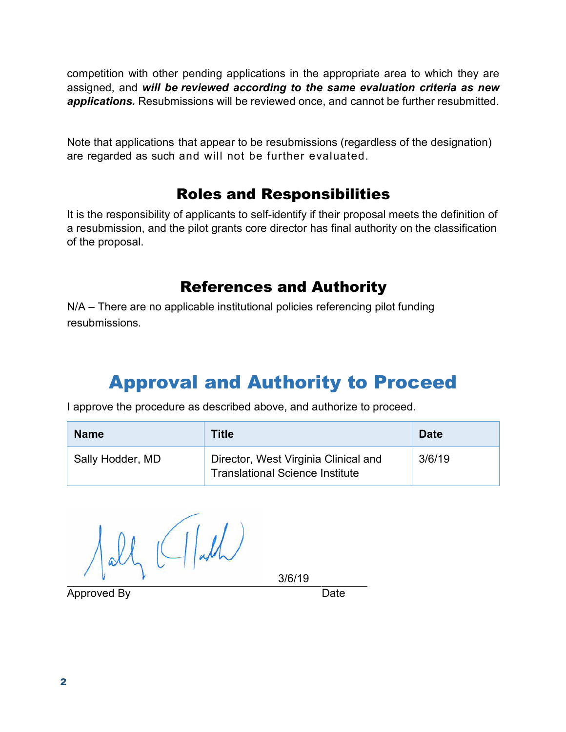competition with other pending applications in the appropriate area to which they are assigned, and ***will be reviewed according to the same evaluation criteria as new applications.*** Resubmissions will be reviewed once, and cannot be further resubmitted.

Note that applications that appear to be resubmissions (regardless of the designation) are regarded as such and will not be further evaluated.

## Roles and Responsibilities

It is the responsibility of applicants to self-identify if their proposal meets the definition of a resubmission, and the pilot grants core director has final authority on the classification of the proposal.

## References and Authority

N/A – There are no applicable institutional policies referencing pilot funding resubmissions.

# Approval and Authority to Proceed

I approve the procedure as described above, and authorize to proceed.

| Name | Title | Date |
|---|---|---|
| Sally Hodder, MD | Director, West Virginia Clinical and Translational Science Institute | 3/6/19 |

3/6/19

Approved By Date